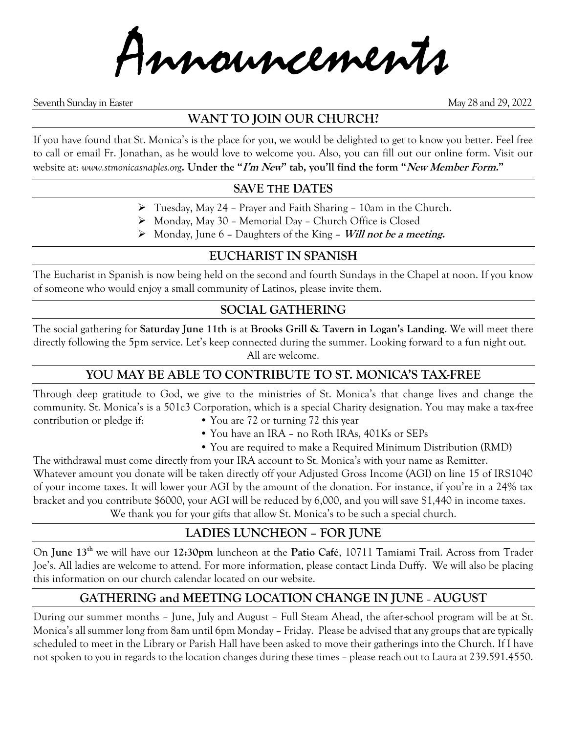# Announcements

Seventh Sunday in Easter May 28 and 29, 2022

## WANT TO JOIN OUR CHURCH?

If you have found that St. Monica's is the place for you, we would be delighted to get to know you better. Feel free to call or email Fr. Jonathan, as he would love to welcome you. Also, you can fill out our online form. Visit our website at: *www.stmonicasnaples.org*. **Under the "*I'm New*" tab, you'll find the form "*New Member Form.*"**

## SAVE THE DATES

- Tuesday, May 24 – Prayer and Faith Sharing – 10am in the Church.
- Monday, May 30 – Memorial Day – Church Office is Closed
- Monday, June 6 – Daughters of the King – ***Will not be a meeting.***

## EUCHARIST IN SPANISH

The Eucharist in Spanish is now being held on the second and fourth Sundays in the Chapel at noon. If you know of someone who would enjoy a small community of Latinos, please invite them.

## SOCIAL GATHERING

The social gathering for **Saturday June 11th** is at **Brooks Grill & Tavern in Logan's Landing**. We will meet there directly following the 5pm service. Let's keep connected during the summer. Looking forward to a fun night out. All are welcome.

## YOU MAY BE ABLE TO CONTRIBUTE TO ST. MONICA'S TAX-FREE

Through deep gratitude to God, we give to the ministries of St. Monica's that change lives and change the community. St. Monica's is a 501c3 Corporation, which is a special Charity designation. You may make a tax-free contribution or pledge if:

- You are 72 or turning 72 this year
- You have an IRA – no Roth IRAs, 401Ks or SEPs
- You are required to make a Required Minimum Distribution (RMD)

The withdrawal must come directly from your IRA account to St. Monica's with your name as Remitter. Whatever amount you donate will be taken directly off your Adjusted Gross Income (AGI) on line 15 of IRS1040 of your income taxes. It will lower your AGI by the amount of the donation. For instance, if you're in a 24% tax bracket and you contribute $6000, your AGI will be reduced by 6,000, and you will save $1,440 in income taxes.

We thank you for your gifts that allow St. Monica's to be such a special church.

## LADIES LUNCHEON – FOR JUNE

On **June 13th** we will have our **12:30pm** luncheon at the **Patio Café**, 10711 Tamiami Trail. Across from Trader Joe's. All ladies are welcome to attend. For more information, please contact Linda Duffy. We will also be placing this information on our church calendar located on our website.

## GATHERING and MEETING LOCATION CHANGE IN JUNE – AUGUST

During our summer months – June, July and August – Full Steam Ahead, the after-school program will be at St. Monica's all summer long from 8am until 6pm Monday – Friday. Please be advised that any groups that are typically scheduled to meet in the Library or Parish Hall have been asked to move their gatherings into the Church. If I have not spoken to you in regards to the location changes during these times – please reach out to Laura at 239.591.4550.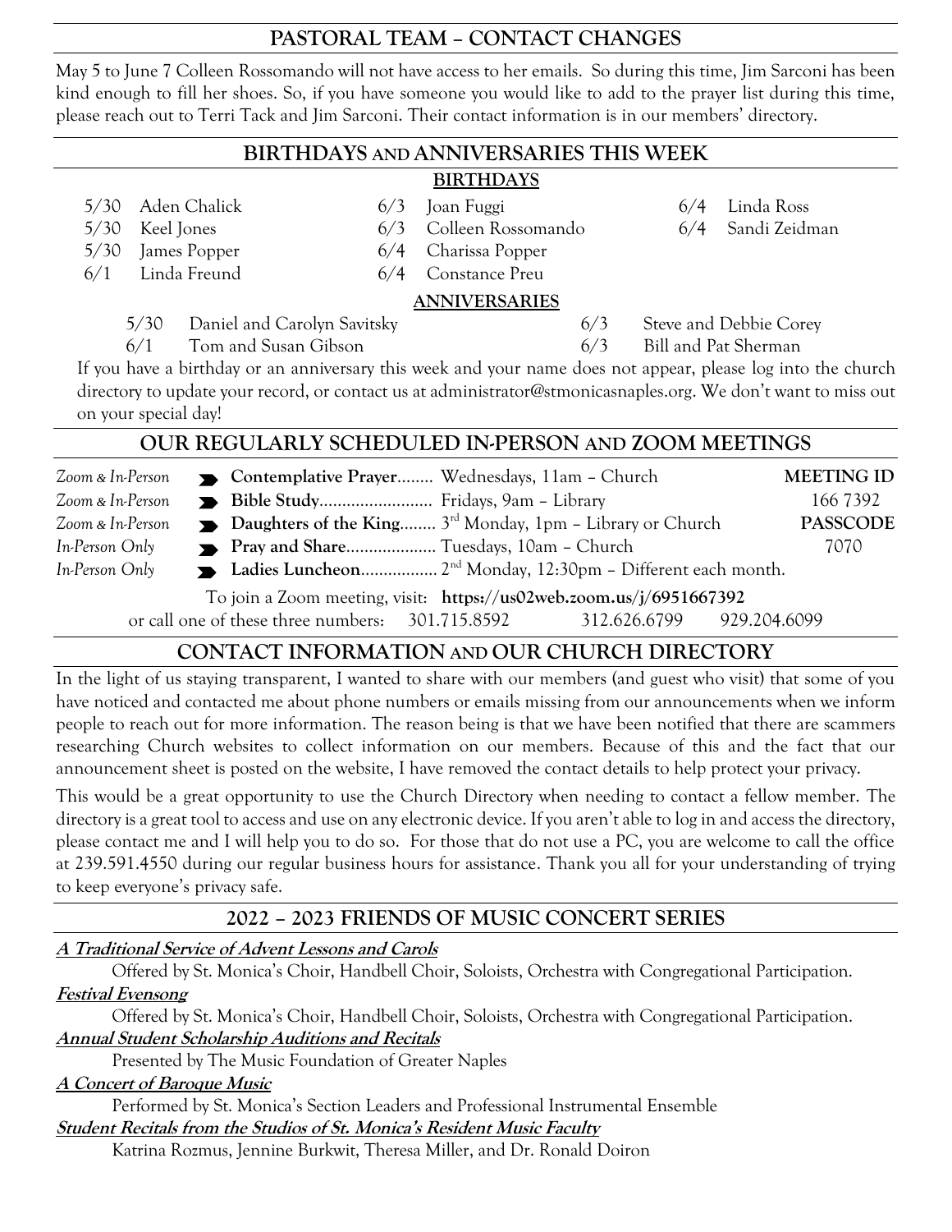## PASTORAL TEAM – CONTACT CHANGES

May 5 to June 7 Colleen Rossomando will not have access to her emails. So during this time, Jim Sarconi has been kind enough to fill her shoes. So, if you have someone you would like to add to the prayer list during this time, please reach out to Terri Tack and Jim Sarconi. Their contact information is in our members' directory.

## BIRTHDAYS AND ANNIVERSARIES THIS WEEK

### BIRTHDAYS

| | | | | | |
|---|---|---|---|---|---|
| 5/30 | Aden Chalick | 6/3 | Joan Fuggi | 6/4 | Linda Ross |
| 5/30 | Keel Jones | 6/3 | Colleen Rossomando | 6/4 | Sandi Zeidman |
| 5/30 | James Popper | 6/4 | Charissa Popper | | |
| 6/1 | Linda Freund | 6/4 | Constance Preu | | |

### ANNIVERSARIES

| | | | |
|---|---|---|---|
| 5/30 | Daniel and Carolyn Savitsky | 6/3 | Steve and Debbie Corey |
| 6/1 | Tom and Susan Gibson | 6/3 | Bill and Pat Sherman |

If you have a birthday or an anniversary this week and your name does not appear, please log into the church directory to update your record, or contact us at administrator@stmonicasnaples.org. We don't want to miss out on your special day!

## OUR REGULARLY SCHEDULED IN-PERSON AND ZOOM MEETINGS

| | | | |
|---|---|---|---|
| *Zoom & In-Person* | **Contemplative Prayer**........ Wednesdays, 11am – Church | | **MEETING ID** |
| *Zoom & In-Person* | **Bible Study**......................... Fridays, 9am – Library | | 166 7392 |
| *Zoom & In-Person* | **Daughters of the King**........ 3rd Monday, 1pm – Library or Church | | **PASSCODE** |
| *In-Person Only* | **Pray and Share**.................... Tuesdays, 10am – Church | | 7070 |
| *In-Person Only* | **Ladies Luncheon**................. 2nd Monday, 12:30pm – Different each month. | | |

To join a Zoom meeting, visit: **https://us02web.zoom.us/j/6951667392**

or call one of these three numbers: 301.715.8592 312.626.6799 929.204.6099

## CONTACT INFORMATION AND OUR CHURCH DIRECTORY

In the light of us staying transparent, I wanted to share with our members (and guest who visit) that some of you have noticed and contacted me about phone numbers or emails missing from our announcements when we inform people to reach out for more information. The reason being is that we have been notified that there are scammers researching Church websites to collect information on our members. Because of this and the fact that our announcement sheet is posted on the website, I have removed the contact details to help protect your privacy.

This would be a great opportunity to use the Church Directory when needing to contact a fellow member. The directory is a great tool to access and use on any electronic device. If you aren't able to log in and access the directory, please contact me and I will help you to do so. For those that do not use a PC, you are welcome to call the office at 239.591.4550 during our regular business hours for assistance. Thank you all for your understanding of trying to keep everyone's privacy safe.

## 2022 – 2023 FRIENDS OF MUSIC CONCERT SERIES

***A Traditional Service of Advent Lessons and Carols***

Offered by St. Monica's Choir, Handbell Choir, Soloists, Orchestra with Congregational Participation.

***Festival Evensong***

Offered by St. Monica's Choir, Handbell Choir, Soloists, Orchestra with Congregational Participation.

***Annual Student Scholarship Auditions and Recitals***

Presented by The Music Foundation of Greater Naples

***A Concert of Baroque Music***

Performed by St. Monica's Section Leaders and Professional Instrumental Ensemble

***Student Recitals from the Studios of St. Monica's Resident Music Faculty***

Katrina Rozmus, Jennine Burkwit, Theresa Miller, and Dr. Ronald Doiron